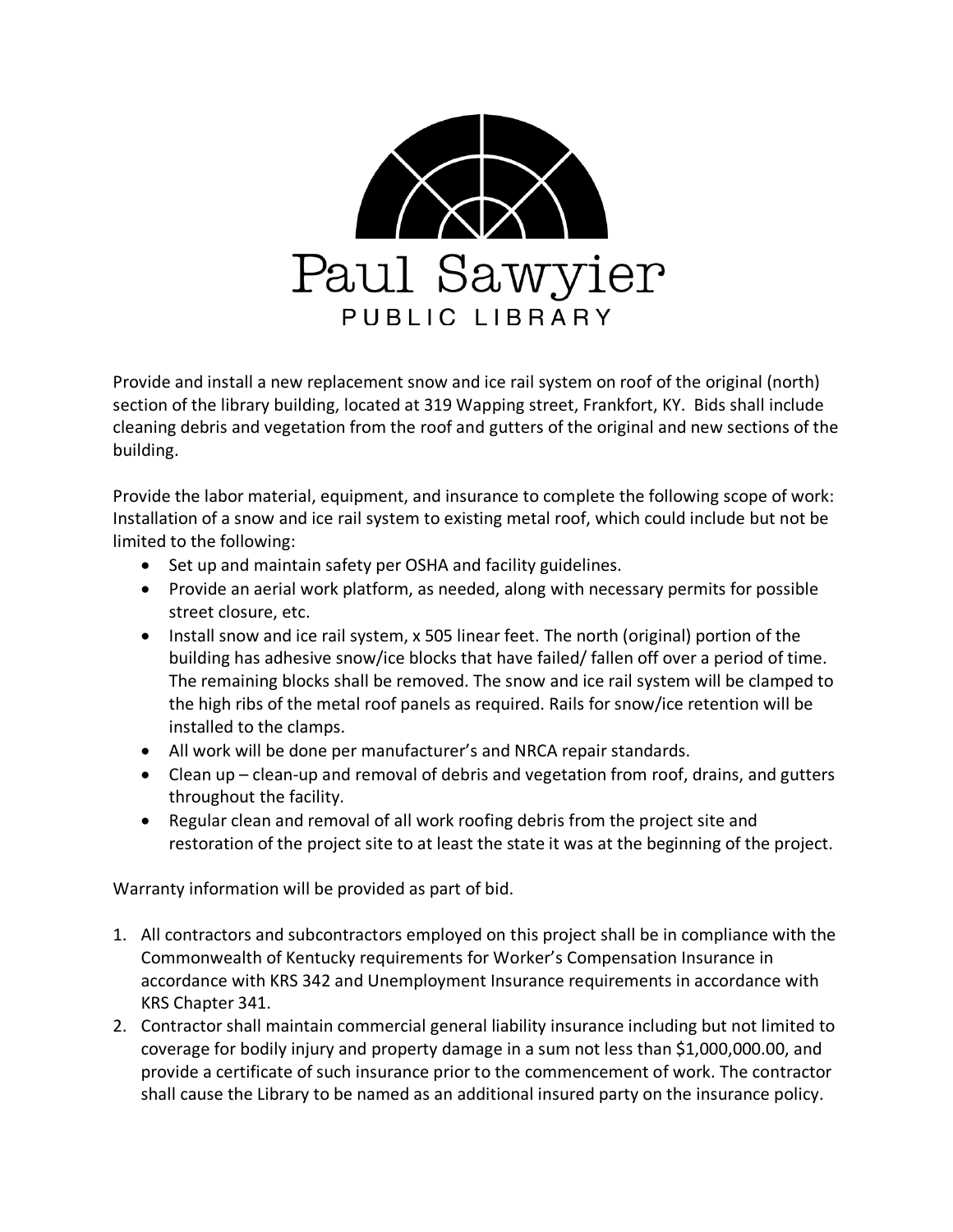# Paul Sawyier

PUBLIC LIBRARY

Provide and install a new replacement snow and ice rail system on roof of the original (north) section of the library building, located at 319 Wapping street, Frankfort, KY. Bids shall include cleaning debris and vegetation from the roof and gutters of the original and new sections of the building.

Provide the labor material, equipment, and insurance to complete the following scope of work: Installation of a snow and ice rail system to existing metal roof, which could include but not be limited to the following:

- Set up and maintain safety per OSHA and facility guidelines.
- Provide an aerial work platform, as needed, along with necessary permits for possible street closure, etc.
- Install snow and ice rail system, x 505 linear feet. The north (original) portion of the building has adhesive snow/ice blocks that have failed/ fallen off over a period of time. The remaining blocks shall be removed. The snow and ice rail system will be clamped to the high ribs of the metal roof panels as required. Rails for snow/ice retention will be installed to the clamps.
- All work will be done per manufacturer's and NRCA repair standards.
- Clean up – clean-up and removal of debris and vegetation from roof, drains, and gutters throughout the facility.
- Regular clean and removal of all work roofing debris from the project site and restoration of the project site to at least the state it was at the beginning of the project.

Warranty information will be provided as part of bid.

1. All contractors and subcontractors employed on this project shall be in compliance with the Commonwealth of Kentucky requirements for Worker's Compensation Insurance in accordance with KRS 342 and Unemployment Insurance requirements in accordance with KRS Chapter 341.
2. Contractor shall maintain commercial general liability insurance including but not limited to coverage for bodily injury and property damage in a sum not less than $1,000,000.00, and provide a certificate of such insurance prior to the commencement of work. The contractor shall cause the Library to be named as an additional insured party on the insurance policy.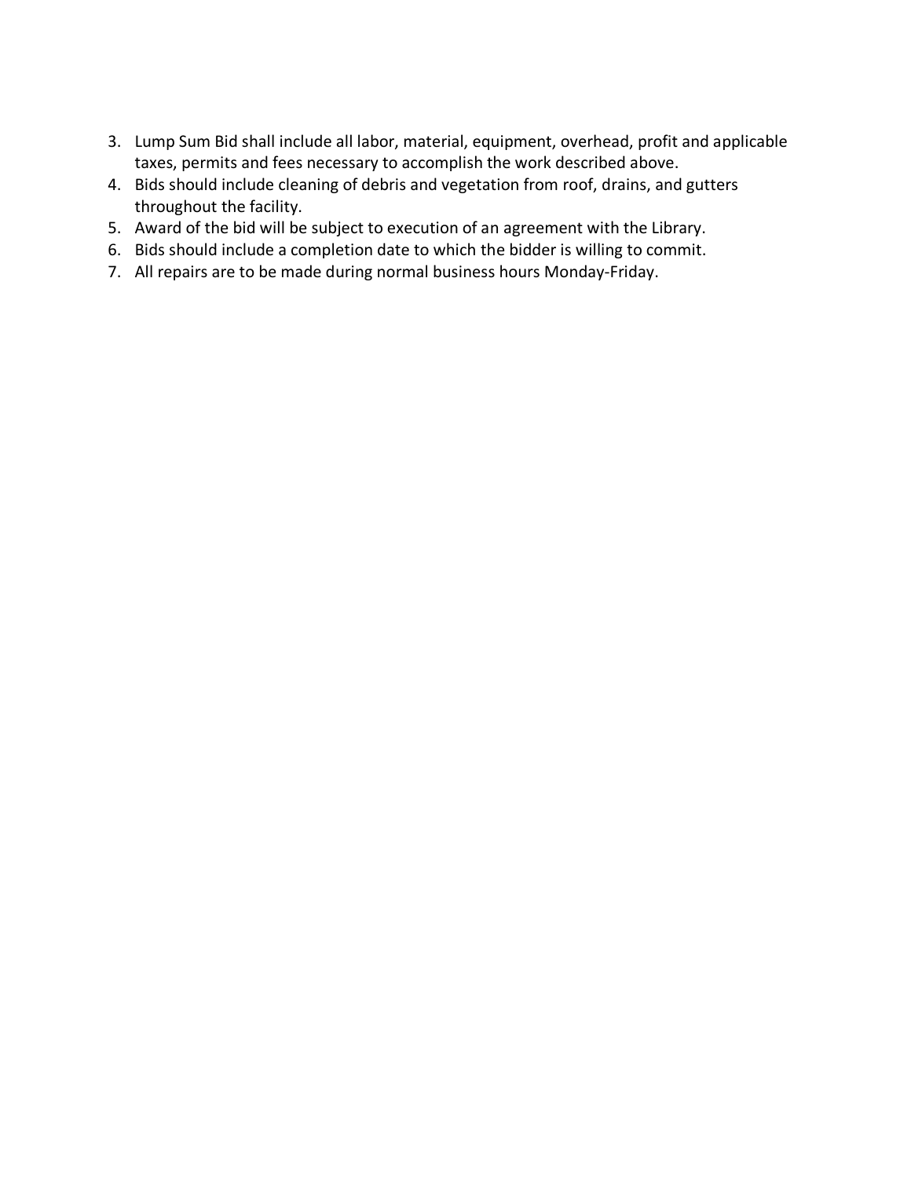3. Lump Sum Bid shall include all labor, material, equipment, overhead, profit and applicable taxes, permits and fees necessary to accomplish the work described above.
4. Bids should include cleaning of debris and vegetation from roof, drains, and gutters throughout the facility.
5. Award of the bid will be subject to execution of an agreement with the Library.
6. Bids should include a completion date to which the bidder is willing to commit.
7. All repairs are to be made during normal business hours Monday-Friday.